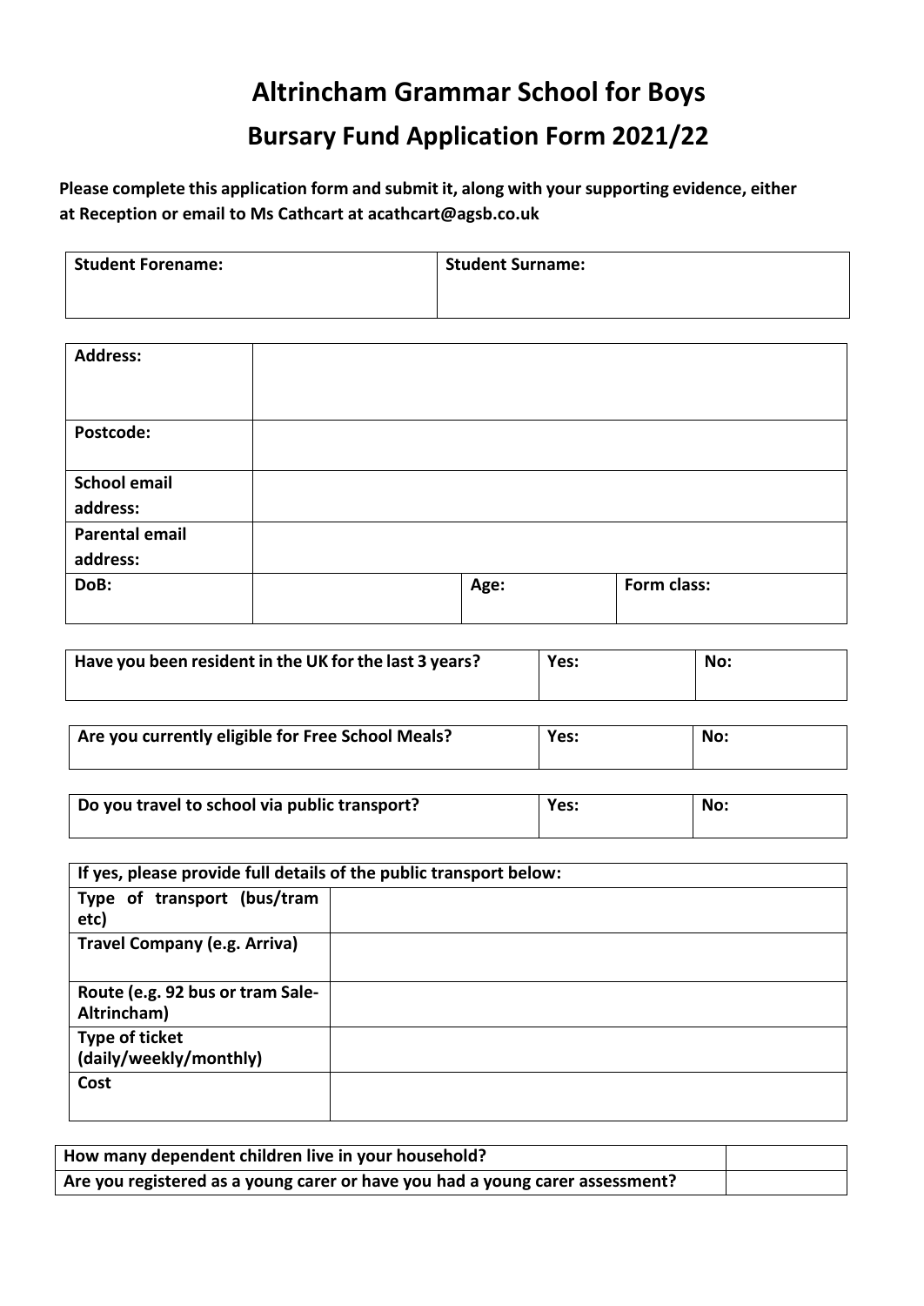# Altrincham Grammar School for Boys

## Bursary Fund Application Form 2021/22

**Please complete this application form and submit it, along with your supporting evidence, either at Reception or email to Ms Cathcart at acathcart@agsb.co.uk**

| **Student Forename:** | **Student Surname:** |
|---|---|
| | |

| **Address:** | | | |
|---|---|---|---|
| **Postcode:** | | | |
| **School email address:** | | | |
| **Parental email address:** | | | |
| **DoB:** | | **Age:** | **Form class:** |

| **Have you been resident in the UK for the last 3 years?** | **Yes:** | **No:** |
|---|---|---|

| **Are you currently eligible for Free School Meals?** | **Yes:** | **No:** |
|---|---|---|

| **Do you travel to school via public transport?** | **Yes:** | **No:** |
|---|---|---|

| **If yes, please provide full details of the public transport below:** | |
|---|---|
| **Type of transport (bus/tram etc)** | |
| **Travel Company (e.g. Arriva)** | |
| **Route (e.g. 92 bus or tram Sale-Altrincham)** | |
| **Type of ticket (daily/weekly/monthly)** | |
| **Cost** | |

| **How many dependent children live in your household?** | |
|---|---|
| **Are you registered as a young carer or have you had a young carer assessment?** | |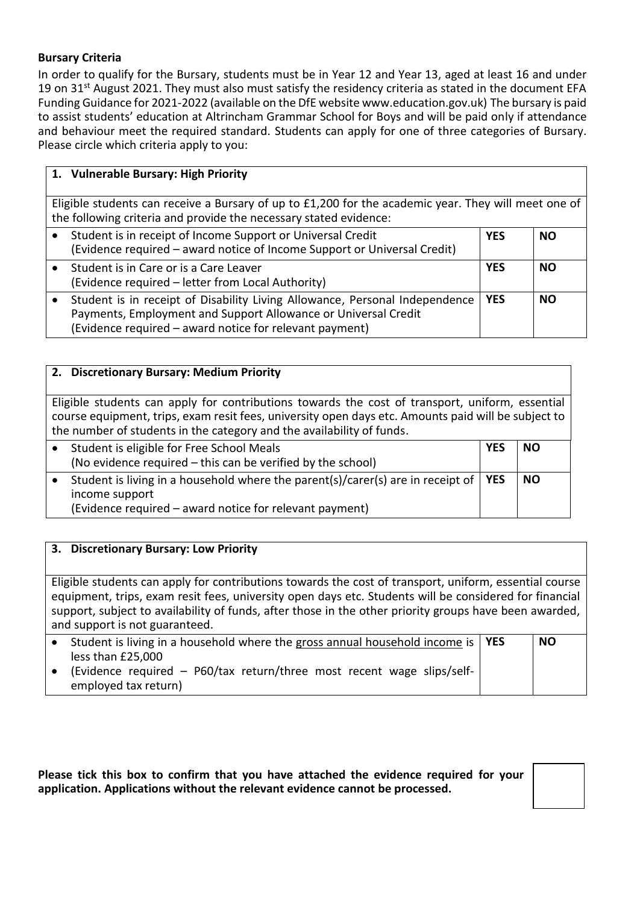**Bursary Criteria**

In order to qualify for the Bursary, students must be in Year 12 and Year 13, aged at least 16 and under 19 on 31st August 2021. They must also must satisfy the residency criteria as stated in the document EFA Funding Guidance for 2021-2022 (available on the DfE website www.education.gov.uk) The bursary is paid to assist students' education at Altrincham Grammar School for Boys and will be paid only if attendance and behaviour meet the required standard. Students can apply for one of three categories of Bursary. Please circle which criteria apply to you:

| **1. Vulnerable Bursary: High Priority** | | |
|---|---|---|
| Eligible students can receive a Bursary of up to £1,200 for the academic year. They will meet one of the following criteria and provide the necessary stated evidence: | | |
| • Student is in receipt of Income Support or Universal Credit (Evidence required – award notice of Income Support or Universal Credit) | **YES** | **NO** |
| • Student is in Care or is a Care Leaver (Evidence required – letter from Local Authority) | **YES** | **NO** |
| • Student is in receipt of Disability Living Allowance, Personal Independence Payments, Employment and Support Allowance or Universal Credit (Evidence required – award notice for relevant payment) | **YES** | **NO** |

| **2. Discretionary Bursary: Medium Priority** | | |
|---|---|---|
| Eligible students can apply for contributions towards the cost of transport, uniform, essential course equipment, trips, exam resit fees, university open days etc. Amounts paid will be subject to the number of students in the category and the availability of funds. | | |
| • Student is eligible for Free School Meals (No evidence required – this can be verified by the school) | **YES** | **NO** |
| • Student is living in a household where the parent(s)/carer(s) are in receipt of income support (Evidence required – award notice for relevant payment) | **YES** | **NO** |

| **3. Discretionary Bursary: Low Priority** | | |
|---|---|---|
| Eligible students can apply for contributions towards the cost of transport, uniform, essential course equipment, trips, exam resit fees, university open days etc. Students will be considered for financial support, subject to availability of funds, after those in the other priority groups have been awarded, and support is not guaranteed. | | |
| • Student is living in a household where the gross annual household income is less than £25,000<br>• (Evidence required – P60/tax return/three most recent wage slips/self-employed tax return) | **YES** | **NO** |

**Please tick this box to confirm that you have attached the evidence required for your application. Applications without the relevant evidence cannot be processed.** ☐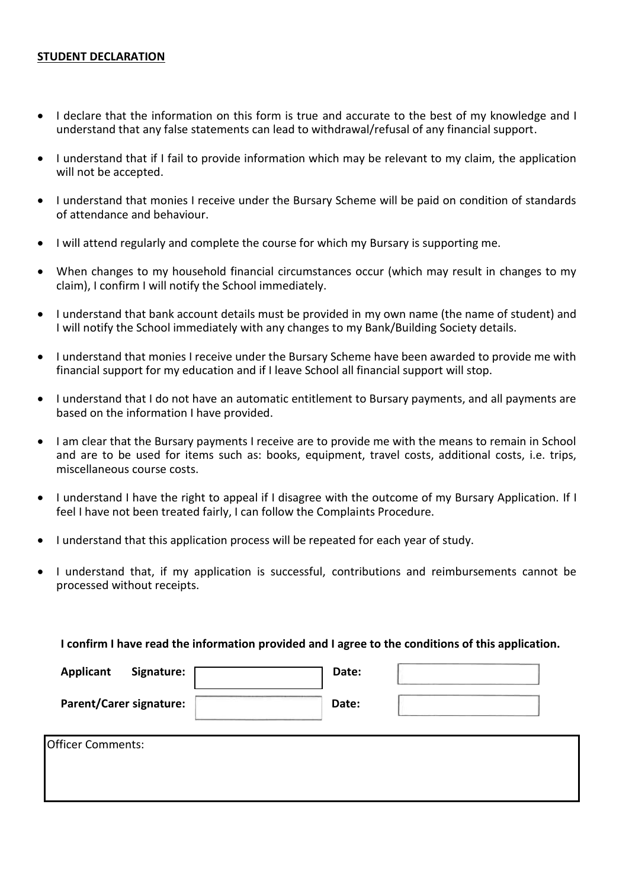**STUDENT DECLARATION**

- I declare that the information on this form is true and accurate to the best of my knowledge and I understand that any false statements can lead to withdrawal/refusal of any financial support.
- I understand that if I fail to provide information which may be relevant to my claim, the application will not be accepted.
- I understand that monies I receive under the Bursary Scheme will be paid on condition of standards of attendance and behaviour.
- I will attend regularly and complete the course for which my Bursary is supporting me.
- When changes to my household financial circumstances occur (which may result in changes to my claim), I confirm I will notify the School immediately.
- I understand that bank account details must be provided in my own name (the name of student) and I will notify the School immediately with any changes to my Bank/Building Society details.
- I understand that monies I receive under the Bursary Scheme have been awarded to provide me with financial support for my education and if I leave School all financial support will stop.
- I understand that I do not have an automatic entitlement to Bursary payments, and all payments are based on the information I have provided.
- I am clear that the Bursary payments I receive are to provide me with the means to remain in School and are to be used for items such as: books, equipment, travel costs, additional costs, i.e. trips, miscellaneous course costs.
- I understand I have the right to appeal if I disagree with the outcome of my Bursary Application. If I feel I have not been treated fairly, I can follow the Complaints Procedure.
- I understand that this application process will be repeated for each year of study.
- I understand that, if my application is successful, contributions and reimbursements cannot be processed without receipts.

**I confirm I have read the information provided and I agree to the conditions of this application.**

| | | | |
|---|---|---|---|
| **Applicant Signature:** | | **Date:** | |
| **Parent/Carer signature:** | | **Date:** | |

Officer Comments: